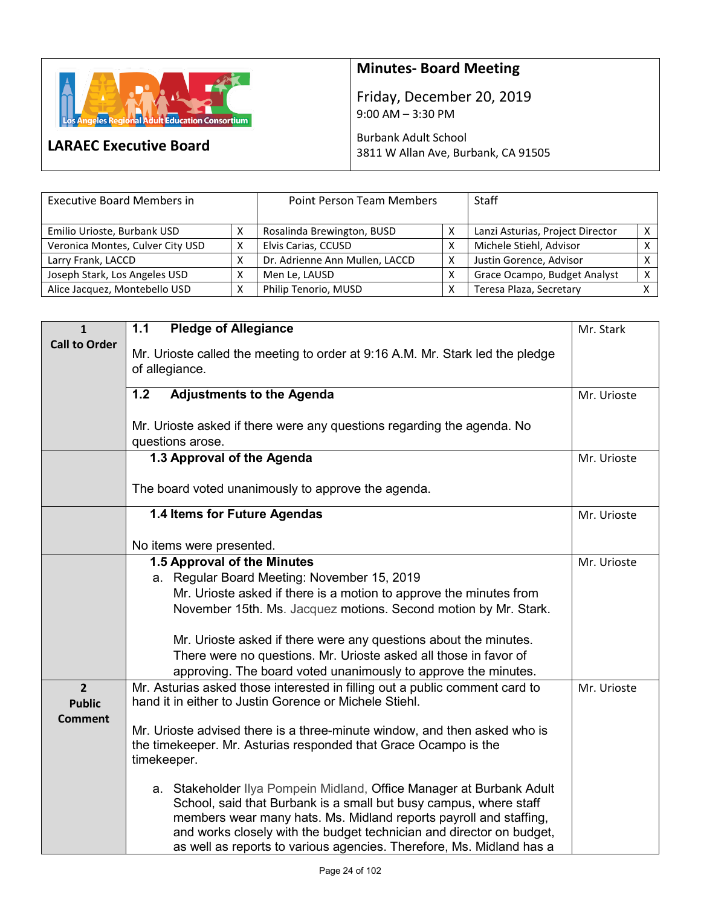| LARAEC Executive Board | **Minutes- Board Meeting**<br><br>Friday, December 20, 2019<br>9:00 AM – 3:30 PM<br><br>Burbank Adult School<br>3811 W Allan Ave, Burbank, CA 91505 |
|---|---|

| Executive Board Members in | | Point Person Team Members | | Staff | |
|---|---|---|---|---|---|
| Emilio Urioste, Burbank USD | X | Rosalinda Brewington, BUSD | X | Lanzi Asturias, Project Director | X |
| Veronica Montes, Culver City USD | X | Elvis Carias, CCUSD | X | Michele Stiehl, Advisor | X |
| Larry Frank, LACCD | X | Dr. Adrienne Ann Mullen, LACCD | X | Justin Gorence, Advisor | X |
| Joseph Stark, Los Angeles USD | X | Men Le, LAUSD | X | Grace Ocampo, Budget Analyst | X |
| Alice Jacquez, Montebello USD | X | Philip Tenorio, MUSD | X | Teresa Plaza, Secretary | X |

| | | |
|---|---|---|
| **1 Call to Order** | **1.1 Pledge of Allegiance**<br><br>Mr. Urioste called the meeting to order at 9:16 A.M. Mr. Stark led the pledge of allegiance. | Mr. Stark |
| | **1.2 Adjustments to the Agenda**<br><br>Mr. Urioste asked if there were any questions regarding the agenda. No questions arose. | Mr. Urioste |
| | **1.3 Approval of the Agenda**<br><br>The board voted unanimously to approve the agenda. | Mr. Urioste |
| | **1.4 Items for Future Agendas**<br><br>No items were presented. | Mr. Urioste |
| | **1.5 Approval of the Minutes**<br>a. Regular Board Meeting: November 15, 2019<br>Mr. Urioste asked if there is a motion to approve the minutes from November 15th. Ms. Jacquez motions. Second motion by Mr. Stark.<br><br>Mr. Urioste asked if there were any questions about the minutes. There were no questions. Mr. Urioste asked all those in favor of approving. The board voted unanimously to approve the minutes. | Mr. Urioste |
| **2 Public Comment** | Mr. Asturias asked those interested in filling out a public comment card to hand it in either to Justin Gorence or Michele Stiehl.<br><br>Mr. Urioste advised there is a three-minute window, and then asked who is the timekeeper. Mr. Asturias responded that Grace Ocampo is the timekeeper.<br><br>a. Stakeholder Ilya Pompein Midland, Office Manager at Burbank Adult School, said that Burbank is a small but busy campus, where staff members wear many hats. Ms. Midland reports payroll and staffing, and works closely with the budget technician and director on budget, as well as reports to various agencies. Therefore, Ms. Midland has a | Mr. Urioste |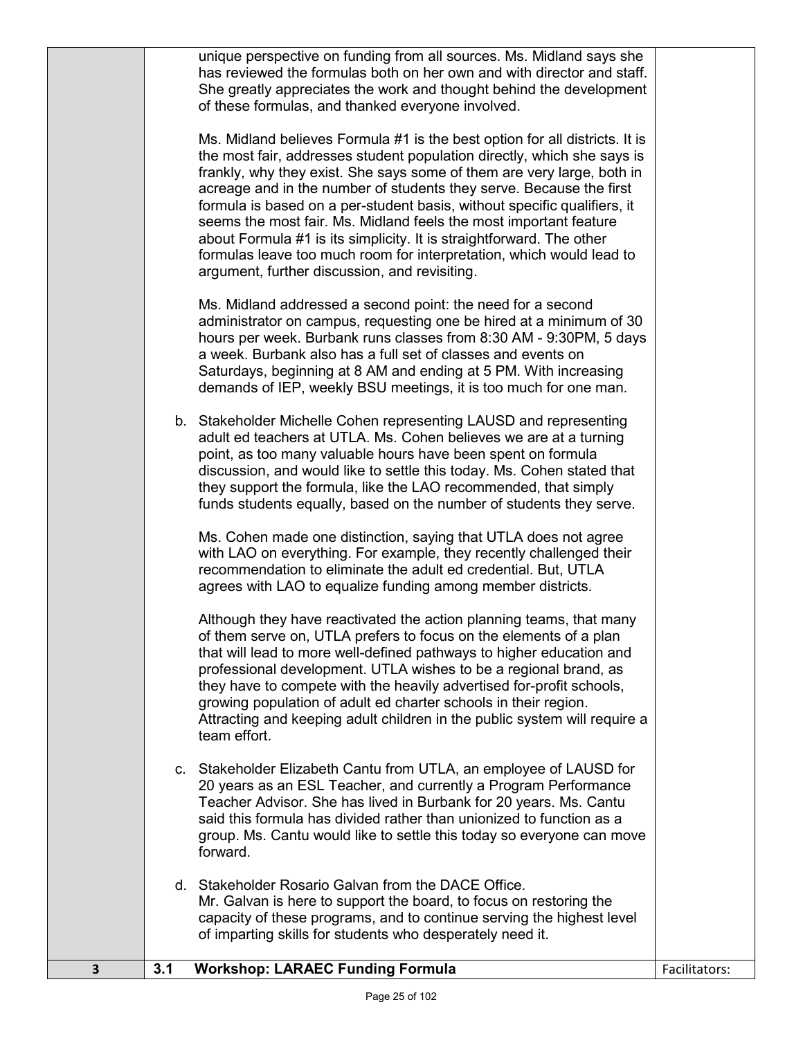unique perspective on funding from all sources. Ms. Midland says she has reviewed the formulas both on her own and with director and staff. She greatly appreciates the work and thought behind the development of these formulas, and thanked everyone involved.

Ms. Midland believes Formula #1 is the best option for all districts. It is the most fair, addresses student population directly, which she says is frankly, why they exist. She says some of them are very large, both in acreage and in the number of students they serve. Because the first formula is based on a per-student basis, without specific qualifiers, it seems the most fair. Ms. Midland feels the most important feature about Formula #1 is its simplicity. It is straightforward. The other formulas leave too much room for interpretation, which would lead to argument, further discussion, and revisiting.

Ms. Midland addressed a second point: the need for a second administrator on campus, requesting one be hired at a minimum of 30 hours per week. Burbank runs classes from 8:30 AM - 9:30PM, 5 days a week. Burbank also has a full set of classes and events on Saturdays, beginning at 8 AM and ending at 5 PM. With increasing demands of IEP, weekly BSU meetings, it is too much for one man.

b. Stakeholder Michelle Cohen representing LAUSD and representing adult ed teachers at UTLA. Ms. Cohen believes we are at a turning point, as too many valuable hours have been spent on formula discussion, and would like to settle this today. Ms. Cohen stated that they support the formula, like the LAO recommended, that simply funds students equally, based on the number of students they serve.

   Ms. Cohen made one distinction, saying that UTLA does not agree with LAO on everything. For example, they recently challenged their recommendation to eliminate the adult ed credential. But, UTLA agrees with LAO to equalize funding among member districts.

   Although they have reactivated the action planning teams, that many of them serve on, UTLA prefers to focus on the elements of a plan that will lead to more well-defined pathways to higher education and professional development. UTLA wishes to be a regional brand, as they have to compete with the heavily advertised for-profit schools, growing population of adult ed charter schools in their region. Attracting and keeping adult children in the public system will require a team effort.

c. Stakeholder Elizabeth Cantu from UTLA, an employee of LAUSD for 20 years as an ESL Teacher, and currently a Program Performance Teacher Advisor. She has lived in Burbank for 20 years. Ms. Cantu said this formula has divided rather than unionized to function as a group. Ms. Cantu would like to settle this today so everyone can move forward.

d. Stakeholder Rosario Galvan from the DACE Office.
   Mr. Galvan is here to support the board, to focus on restoring the capacity of these programs, and to continue serving the highest level of imparting skills for students who desperately need it.

| 3 | 3.1 **Workshop: LARAEC Funding Formula** | Facilitators: |
|---|---|---|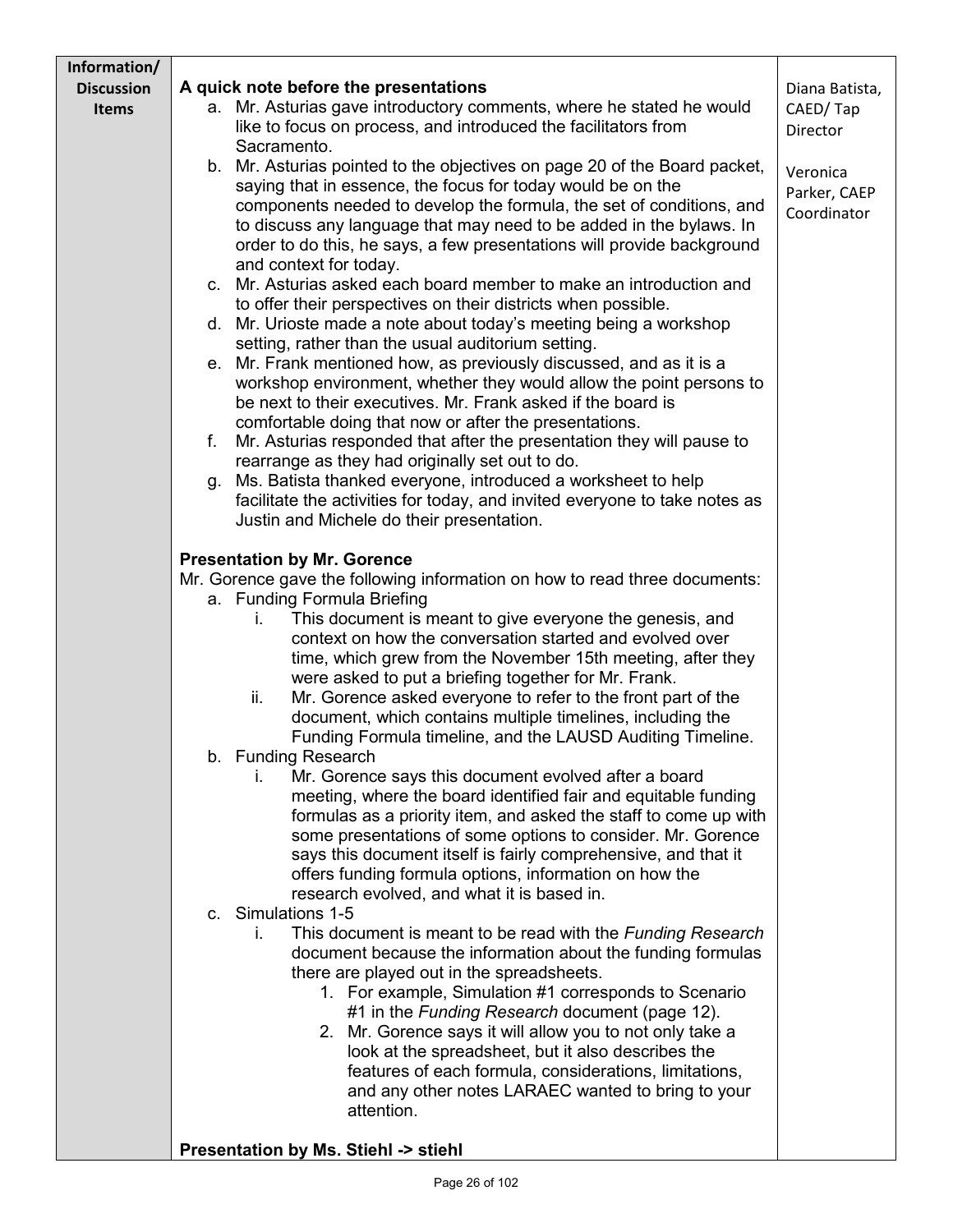| Information/ Discussion Items | Content | |
|---|---|---|
| Information/ Discussion Items | **A quick note before the presentations**<br>a. Mr. Asturias gave introductory comments, where he stated he would like to focus on process, and introduced the facilitators from Sacramento.<br>b. Mr. Asturias pointed to the objectives on page 20 of the Board packet, saying that in essence, the focus for today would be on the components needed to develop the formula, the set of conditions, and to discuss any language that may need to be added in the bylaws. In order to do this, he says, a few presentations will provide background and context for today.<br>c. Mr. Asturias asked each board member to make an introduction and to offer their perspectives on their districts when possible.<br>d. Mr. Urioste made a note about today's meeting being a workshop setting, rather than the usual auditorium setting.<br>e. Mr. Frank mentioned how, as previously discussed, and as it is a workshop environment, whether they would allow the point persons to be next to their executives. Mr. Frank asked if the board is comfortable doing that now or after the presentations.<br>f. Mr. Asturias responded that after the presentation they will pause to rearrange as they had originally set out to do.<br>g. Ms. Batista thanked everyone, introduced a worksheet to help facilitate the activities for today, and invited everyone to take notes as Justin and Michele do their presentation.<br><br>**Presentation by Mr. Gorence**<br>Mr. Gorence gave the following information on how to read three documents:<br>a. Funding Formula Briefing<br>&nbsp;&nbsp;i. This document is meant to give everyone the genesis, and context on how the conversation started and evolved over time, which grew from the November 15th meeting, after they were asked to put a briefing together for Mr. Frank.<br>&nbsp;&nbsp;ii. Mr. Gorence asked everyone to refer to the front part of the document, which contains multiple timelines, including the Funding Formula timeline, and the LAUSD Auditing Timeline.<br>b. Funding Research<br>&nbsp;&nbsp;i. Mr. Gorence says this document evolved after a board meeting, where the board identified fair and equitable funding formulas as a priority item, and asked the staff to come up with some presentations of some options to consider. Mr. Gorence says this document itself is fairly comprehensive, and that it offers funding formula options, information on how the research evolved, and what it is based in.<br>c. Simulations 1-5<br>&nbsp;&nbsp;i. This document is meant to be read with the *Funding Research* document because the information about the funding formulas there are played out in the spreadsheets.<br>&nbsp;&nbsp;&nbsp;&nbsp;1. For example, Simulation #1 corresponds to Scenario #1 in the *Funding Research* document (page 12).<br>&nbsp;&nbsp;&nbsp;&nbsp;2. Mr. Gorence says it will allow you to not only take a look at the spreadsheet, but it also describes the features of each formula, considerations, limitations, and any other notes LARAEC wanted to bring to your attention.<br><br>**Presentation by Ms. Stiehl -> stiehl** | Diana Batista, CAED/ Tap Director<br><br>Veronica Parker, CAEP Coordinator |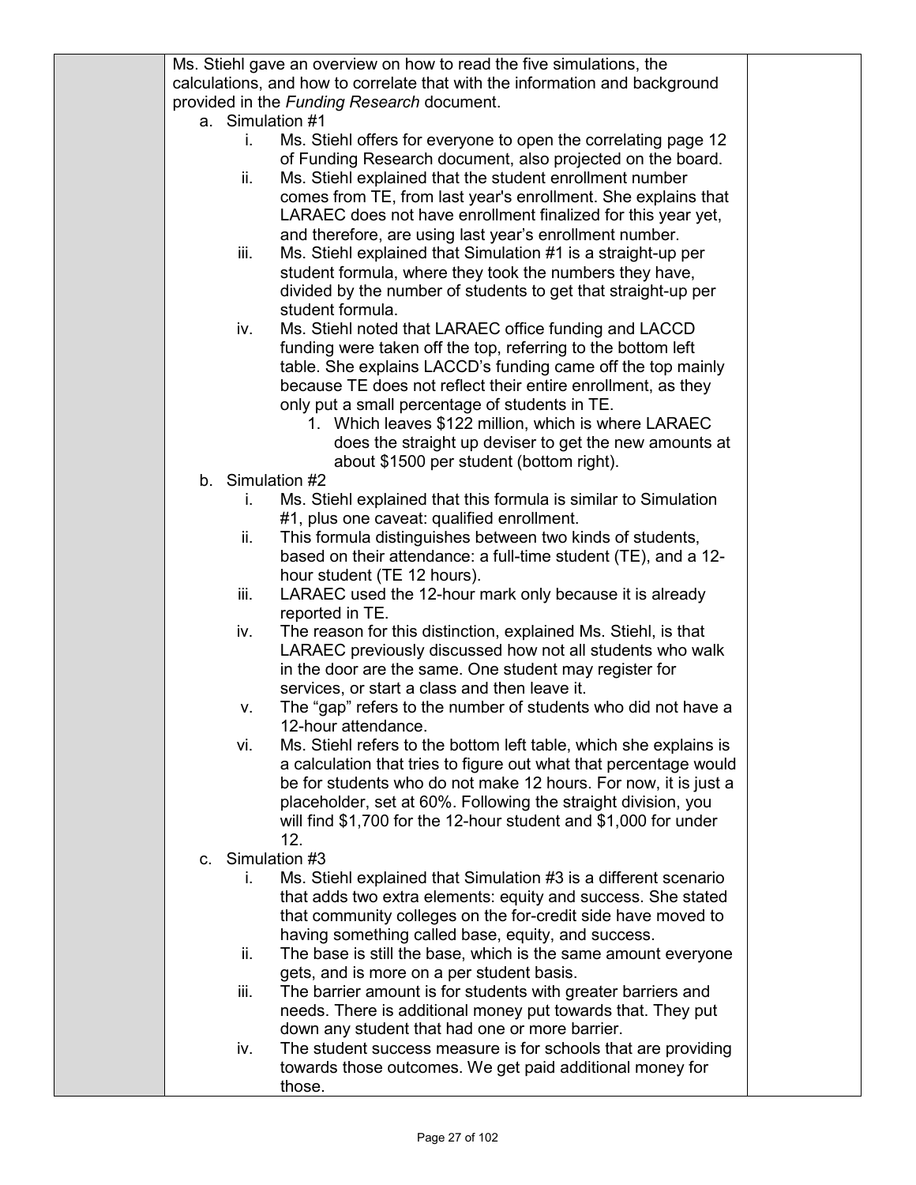Ms. Stiehl gave an overview on how to read the five simulations, the calculations, and how to correlate that with the information and background provided in the *Funding Research* document.

a. Simulation #1
   i. Ms. Stiehl offers for everyone to open the correlating page 12 of Funding Research document, also projected on the board.
   ii. Ms. Stiehl explained that the student enrollment number comes from TE, from last year's enrollment. She explains that LARAEC does not have enrollment finalized for this year yet, and therefore, are using last year's enrollment number.
   iii. Ms. Stiehl explained that Simulation #1 is a straight-up per student formula, where they took the numbers they have, divided by the number of students to get that straight-up per student formula.
   iv. Ms. Stiehl noted that LARAEC office funding and LACCD funding were taken off the top, referring to the bottom left table. She explains LACCD's funding came off the top mainly because TE does not reflect their entire enrollment, as they only put a small percentage of students in TE.
      1. Which leaves $122 million, which is where LARAEC does the straight up deviser to get the new amounts at about $1500 per student (bottom right).

b. Simulation #2
   i. Ms. Stiehl explained that this formula is similar to Simulation #1, plus one caveat: qualified enrollment.
   ii. This formula distinguishes between two kinds of students, based on their attendance: a full-time student (TE), and a 12-hour student (TE 12 hours).
   iii. LARAEC used the 12-hour mark only because it is already reported in TE.
   iv. The reason for this distinction, explained Ms. Stiehl, is that LARAEC previously discussed how not all students who walk in the door are the same. One student may register for services, or start a class and then leave it.
   v. The "gap" refers to the number of students who did not have a 12-hour attendance.
   vi. Ms. Stiehl refers to the bottom left table, which she explains is a calculation that tries to figure out what that percentage would be for students who do not make 12 hours. For now, it is just a placeholder, set at 60%. Following the straight division, you will find $1,700 for the 12-hour student and $1,000 for under 12.

c. Simulation #3
   i. Ms. Stiehl explained that Simulation #3 is a different scenario that adds two extra elements: equity and success. She stated that community colleges on the for-credit side have moved to having something called base, equity, and success.
   ii. The base is still the base, which is the same amount everyone gets, and is more on a per student basis.
   iii. The barrier amount is for students with greater barriers and needs. There is additional money put towards that. They put down any student that had one or more barrier.
   iv. The student success measure is for schools that are providing towards those outcomes. We get paid additional money for those.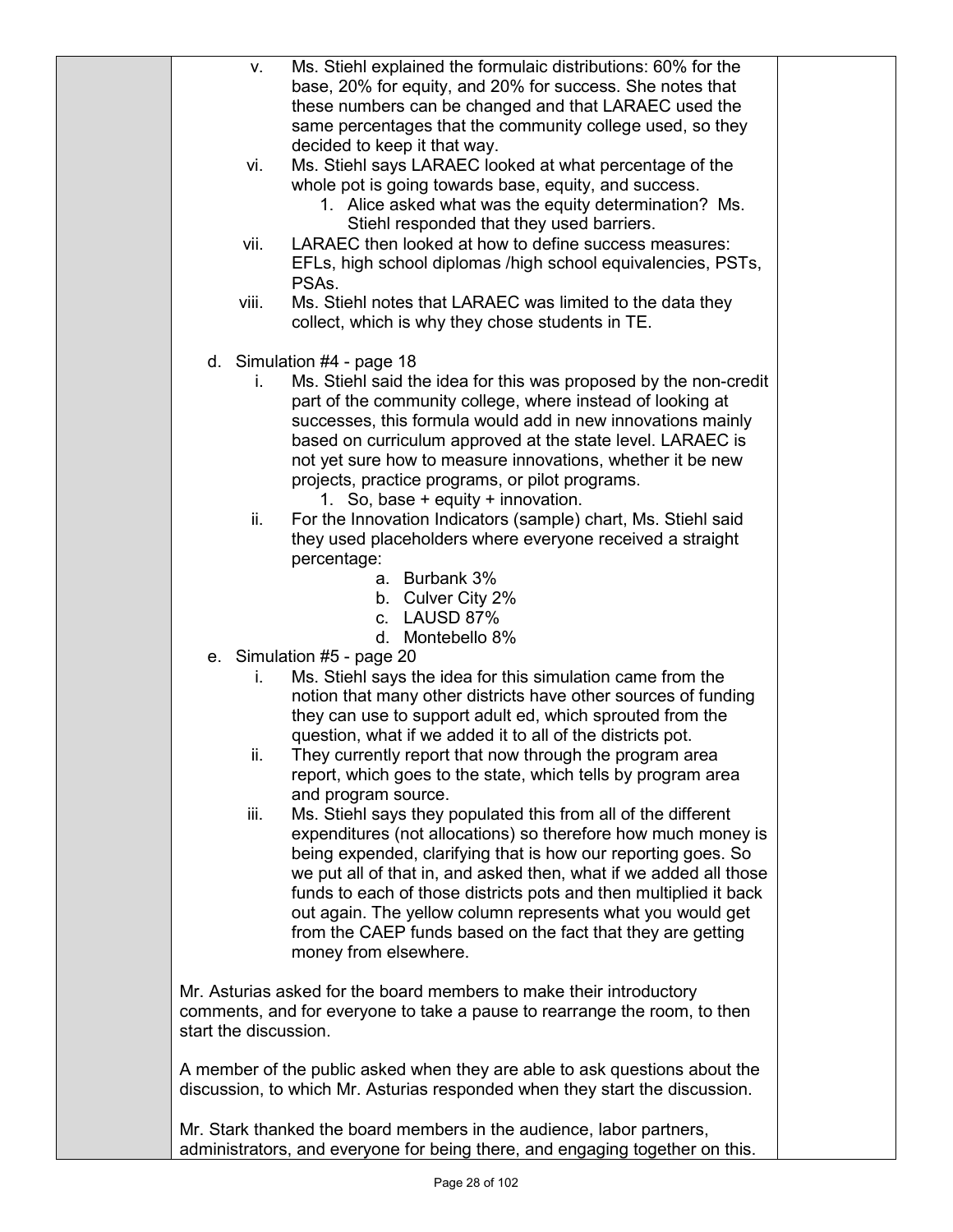v. Ms. Stiehl explained the formulaic distributions: 60% for the base, 20% for equity, and 20% for success. She notes that these numbers can be changed and that LARAEC used the same percentages that the community college used, so they decided to keep it that way.

vi. Ms. Stiehl says LARAEC looked at what percentage of the whole pot is going towards base, equity, and success.

1. Alice asked what was the equity determination? Ms. Stiehl responded that they used barriers.

vii. LARAEC then looked at how to define success measures: EFLs, high school diplomas /high school equivalencies, PSTs, PSAs.

viii. Ms. Stiehl notes that LARAEC was limited to the data they collect, which is why they chose students in TE.

d. Simulation #4 - page 18

i. Ms. Stiehl said the idea for this was proposed by the non-credit part of the community college, where instead of looking at successes, this formula would add in new innovations mainly based on curriculum approved at the state level. LARAEC is not yet sure how to measure innovations, whether it be new projects, practice programs, or pilot programs.

1. So, base + equity + innovation.

ii. For the Innovation Indicators (sample) chart, Ms. Stiehl said they used placeholders where everyone received a straight percentage:

a. Burbank 3%
b. Culver City 2%
c. LAUSD 87%
d. Montebello 8%

e. Simulation #5 - page 20

i. Ms. Stiehl says the idea for this simulation came from the notion that many other districts have other sources of funding they can use to support adult ed, which sprouted from the question, what if we added it to all of the districts pot.

ii. They currently report that now through the program area report, which goes to the state, which tells by program area and program source.

iii. Ms. Stiehl says they populated this from all of the different expenditures (not allocations) so therefore how much money is being expended, clarifying that is how our reporting goes. So we put all of that in, and asked then, what if we added all those funds to each of those districts pots and then multiplied it back out again. The yellow column represents what you would get from the CAEP funds based on the fact that they are getting money from elsewhere.

Mr. Asturias asked for the board members to make their introductory comments, and for everyone to take a pause to rearrange the room, to then start the discussion.

A member of the public asked when they are able to ask questions about the discussion, to which Mr. Asturias responded when they start the discussion.

Mr. Stark thanked the board members in the audience, labor partners, administrators, and everyone for being there, and engaging together on this.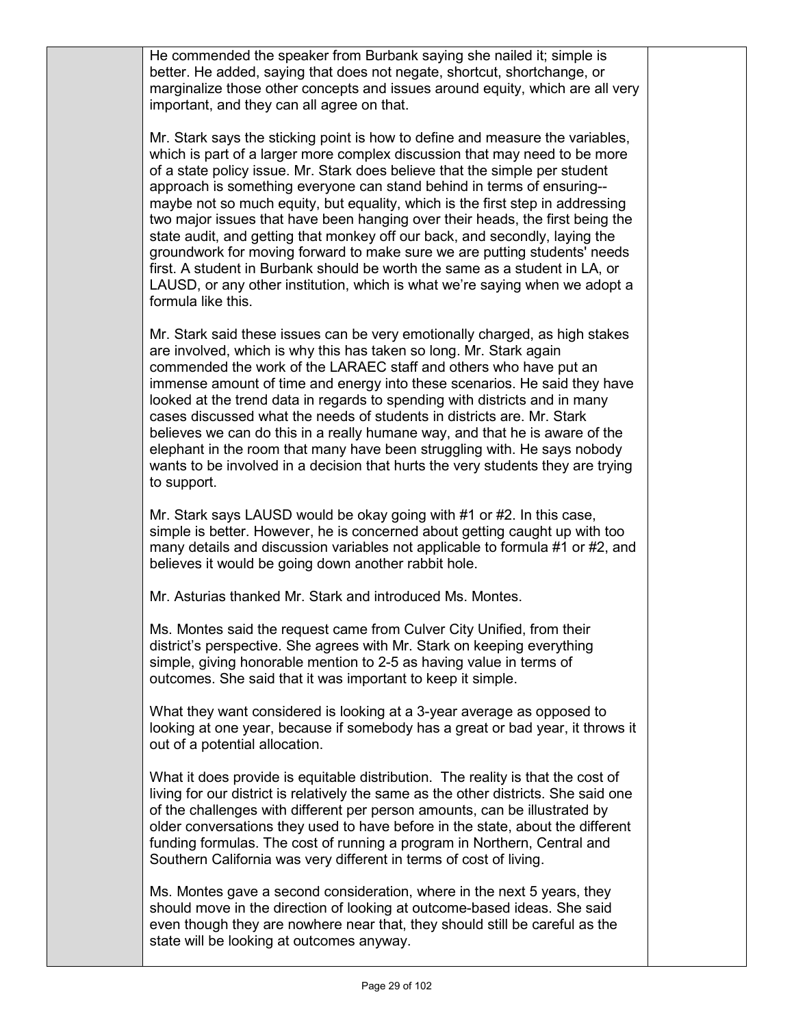He commended the speaker from Burbank saying she nailed it; simple is better. He added, saying that does not negate, shortcut, shortchange, or marginalize those other concepts and issues around equity, which are all very important, and they can all agree on that.

Mr. Stark says the sticking point is how to define and measure the variables, which is part of a larger more complex discussion that may need to be more of a state policy issue. Mr. Stark does believe that the simple per student approach is something everyone can stand behind in terms of ensuring--maybe not so much equity, but equality, which is the first step in addressing two major issues that have been hanging over their heads, the first being the state audit, and getting that monkey off our back, and secondly, laying the groundwork for moving forward to make sure we are putting students' needs first. A student in Burbank should be worth the same as a student in LA, or LAUSD, or any other institution, which is what we're saying when we adopt a formula like this.

Mr. Stark said these issues can be very emotionally charged, as high stakes are involved, which is why this has taken so long. Mr. Stark again commended the work of the LARAEC staff and others who have put an immense amount of time and energy into these scenarios. He said they have looked at the trend data in regards to spending with districts and in many cases discussed what the needs of students in districts are. Mr. Stark believes we can do this in a really humane way, and that he is aware of the elephant in the room that many have been struggling with. He says nobody wants to be involved in a decision that hurts the very students they are trying to support.

Mr. Stark says LAUSD would be okay going with #1 or #2. In this case, simple is better. However, he is concerned about getting caught up with too many details and discussion variables not applicable to formula #1 or #2, and believes it would be going down another rabbit hole.

Mr. Asturias thanked Mr. Stark and introduced Ms. Montes.

Ms. Montes said the request came from Culver City Unified, from their district's perspective. She agrees with Mr. Stark on keeping everything simple, giving honorable mention to 2-5 as having value in terms of outcomes. She said that it was important to keep it simple.

What they want considered is looking at a 3-year average as opposed to looking at one year, because if somebody has a great or bad year, it throws it out of a potential allocation.

What it does provide is equitable distribution. The reality is that the cost of living for our district is relatively the same as the other districts. She said one of the challenges with different per person amounts, can be illustrated by older conversations they used to have before in the state, about the different funding formulas. The cost of running a program in Northern, Central and Southern California was very different in terms of cost of living.

Ms. Montes gave a second consideration, where in the next 5 years, they should move in the direction of looking at outcome-based ideas. She said even though they are nowhere near that, they should still be careful as the state will be looking at outcomes anyway.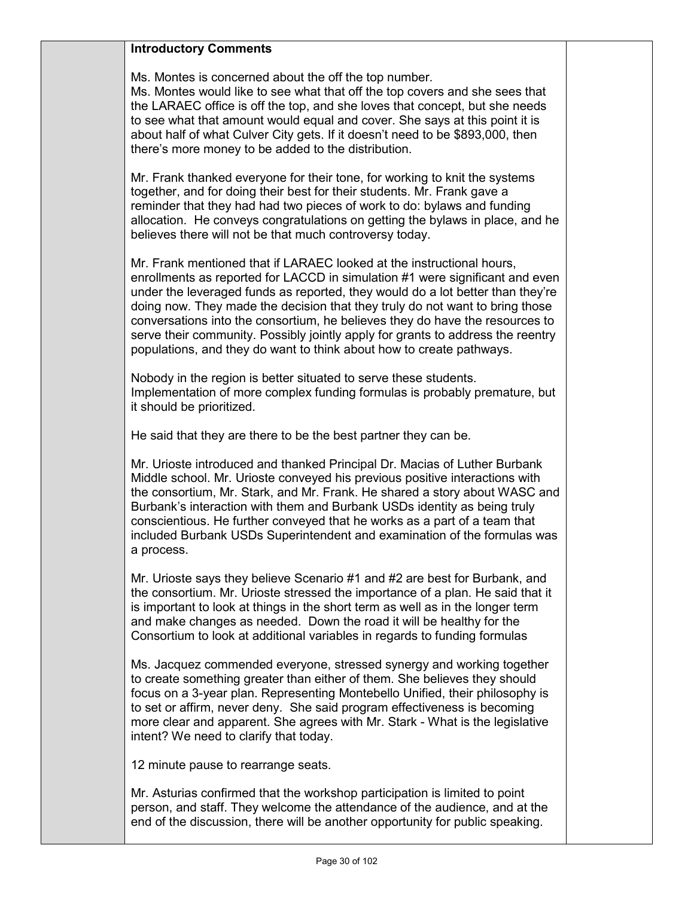**Introductory Comments**

Ms. Montes is concerned about the off the top number.
Ms. Montes would like to see what that off the top covers and she sees that the LARAEC office is off the top, and she loves that concept, but she needs to see what that amount would equal and cover. She says at this point it is about half of what Culver City gets. If it doesn't need to be $893,000, then there's more money to be added to the distribution.

Mr. Frank thanked everyone for their tone, for working to knit the systems together, and for doing their best for their students. Mr. Frank gave a reminder that they had had two pieces of work to do: bylaws and funding allocation. He conveys congratulations on getting the bylaws in place, and he believes there will not be that much controversy today.

Mr. Frank mentioned that if LARAEC looked at the instructional hours, enrollments as reported for LACCD in simulation #1 were significant and even under the leveraged funds as reported, they would do a lot better than they're doing now. They made the decision that they truly do not want to bring those conversations into the consortium, he believes they do have the resources to serve their community. Possibly jointly apply for grants to address the reentry populations, and they do want to think about how to create pathways.

Nobody in the region is better situated to serve these students. Implementation of more complex funding formulas is probably premature, but it should be prioritized.

He said that they are there to be the best partner they can be.

Mr. Urioste introduced and thanked Principal Dr. Macias of Luther Burbank Middle school. Mr. Urioste conveyed his previous positive interactions with the consortium, Mr. Stark, and Mr. Frank. He shared a story about WASC and Burbank's interaction with them and Burbank USDs identity as being truly conscientious. He further conveyed that he works as a part of a team that included Burbank USDs Superintendent and examination of the formulas was a process.

Mr. Urioste says they believe Scenario #1 and #2 are best for Burbank, and the consortium. Mr. Urioste stressed the importance of a plan. He said that it is important to look at things in the short term as well as in the longer term and make changes as needed. Down the road it will be healthy for the Consortium to look at additional variables in regards to funding formulas

Ms. Jacquez commended everyone, stressed synergy and working together to create something greater than either of them. She believes they should focus on a 3-year plan. Representing Montebello Unified, their philosophy is to set or affirm, never deny. She said program effectiveness is becoming more clear and apparent. She agrees with Mr. Stark - What is the legislative intent? We need to clarify that today.

12 minute pause to rearrange seats.

Mr. Asturias confirmed that the workshop participation is limited to point person, and staff. They welcome the attendance of the audience, and at the end of the discussion, there will be another opportunity for public speaking.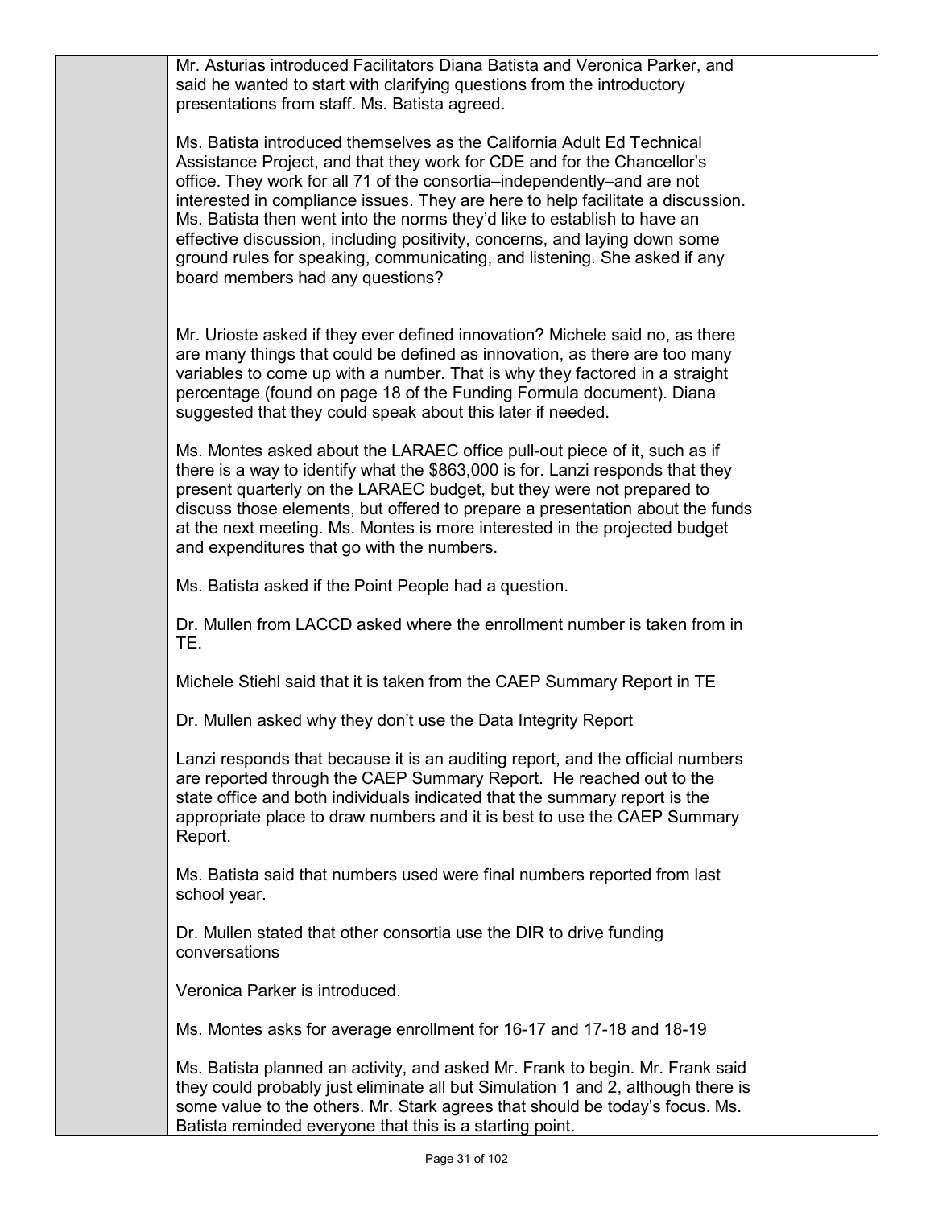Mr. Asturias introduced Facilitators Diana Batista and Veronica Parker, and said he wanted to start with clarifying questions from the introductory presentations from staff. Ms. Batista agreed.

Ms. Batista introduced themselves as the California Adult Ed Technical Assistance Project, and that they work for CDE and for the Chancellor's office. They work for all 71 of the consortia–independently–and are not interested in compliance issues. They are here to help facilitate a discussion. Ms. Batista then went into the norms they'd like to establish to have an effective discussion, including positivity, concerns, and laying down some ground rules for speaking, communicating, and listening. She asked if any board members had any questions?

Mr. Urioste asked if they ever defined innovation? Michele said no, as there are many things that could be defined as innovation, as there are too many variables to come up with a number. That is why they factored in a straight percentage (found on page 18 of the Funding Formula document). Diana suggested that they could speak about this later if needed.

Ms. Montes asked about the LARAEC office pull-out piece of it, such as if there is a way to identify what the $863,000 is for. Lanzi responds that they present quarterly on the LARAEC budget, but they were not prepared to discuss those elements, but offered to prepare a presentation about the funds at the next meeting. Ms. Montes is more interested in the projected budget and expenditures that go with the numbers.

Ms. Batista asked if the Point People had a question.

Dr. Mullen from LACCD asked where the enrollment number is taken from in TE.

Michele Stiehl said that it is taken from the CAEP Summary Report in TE

Dr. Mullen asked why they don't use the Data Integrity Report

Lanzi responds that because it is an auditing report, and the official numbers are reported through the CAEP Summary Report. He reached out to the state office and both individuals indicated that the summary report is the appropriate place to draw numbers and it is best to use the CAEP Summary Report.

Ms. Batista said that numbers used were final numbers reported from last school year.

Dr. Mullen stated that other consortia use the DIR to drive funding conversations

Veronica Parker is introduced.

Ms. Montes asks for average enrollment for 16-17 and 17-18 and 18-19

Ms. Batista planned an activity, and asked Mr. Frank to begin. Mr. Frank said they could probably just eliminate all but Simulation 1 and 2, although there is some value to the others. Mr. Stark agrees that should be today's focus. Ms. Batista reminded everyone that this is a starting point.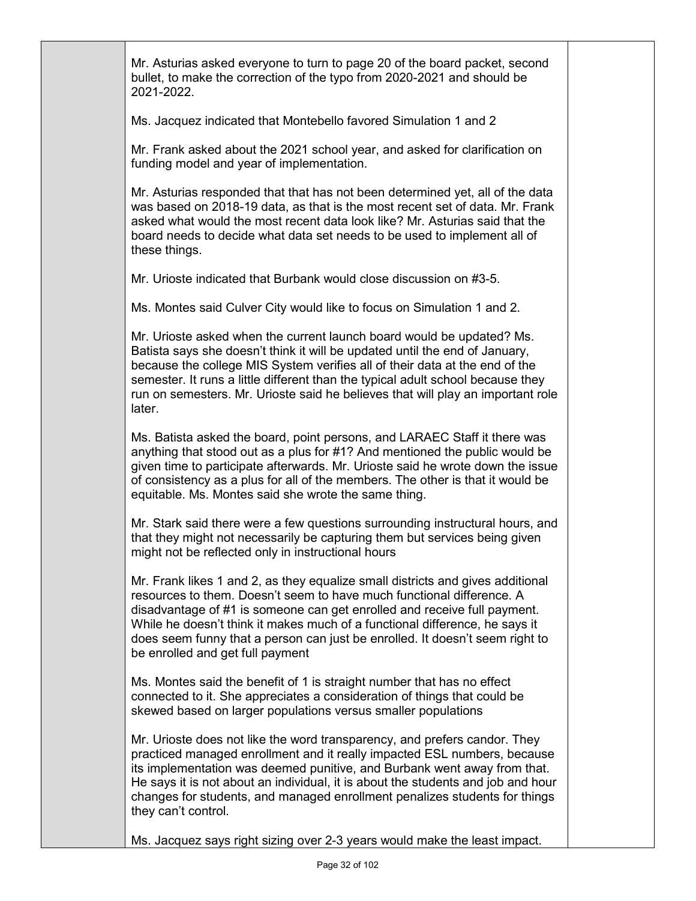Mr. Asturias asked everyone to turn to page 20 of the board packet, second bullet, to make the correction of the typo from 2020-2021 and should be 2021-2022.

Ms. Jacquez indicated that Montebello favored Simulation 1 and 2

Mr. Frank asked about the 2021 school year, and asked for clarification on funding model and year of implementation.

Mr. Asturias responded that that has not been determined yet, all of the data was based on 2018-19 data, as that is the most recent set of data. Mr. Frank asked what would the most recent data look like? Mr. Asturias said that the board needs to decide what data set needs to be used to implement all of these things.

Mr. Urioste indicated that Burbank would close discussion on #3-5.

Ms. Montes said Culver City would like to focus on Simulation 1 and 2.

Mr. Urioste asked when the current launch board would be updated? Ms. Batista says she doesn't think it will be updated until the end of January, because the college MIS System verifies all of their data at the end of the semester. It runs a little different than the typical adult school because they run on semesters. Mr. Urioste said he believes that will play an important role later.

Ms. Batista asked the board, point persons, and LARAEC Staff it there was anything that stood out as a plus for #1? And mentioned the public would be given time to participate afterwards. Mr. Urioste said he wrote down the issue of consistency as a plus for all of the members. The other is that it would be equitable. Ms. Montes said she wrote the same thing.

Mr. Stark said there were a few questions surrounding instructural hours, and that they might not necessarily be capturing them but services being given might not be reflected only in instructional hours

Mr. Frank likes 1 and 2, as they equalize small districts and gives additional resources to them. Doesn't seem to have much functional difference. A disadvantage of #1 is someone can get enrolled and receive full payment. While he doesn't think it makes much of a functional difference, he says it does seem funny that a person can just be enrolled. It doesn't seem right to be enrolled and get full payment

Ms. Montes said the benefit of 1 is straight number that has no effect connected to it. She appreciates a consideration of things that could be skewed based on larger populations versus smaller populations

Mr. Urioste does not like the word transparency, and prefers candor. They practiced managed enrollment and it really impacted ESL numbers, because its implementation was deemed punitive, and Burbank went away from that. He says it is not about an individual, it is about the students and job and hour changes for students, and managed enrollment penalizes students for things they can't control.

Ms. Jacquez says right sizing over 2-3 years would make the least impact.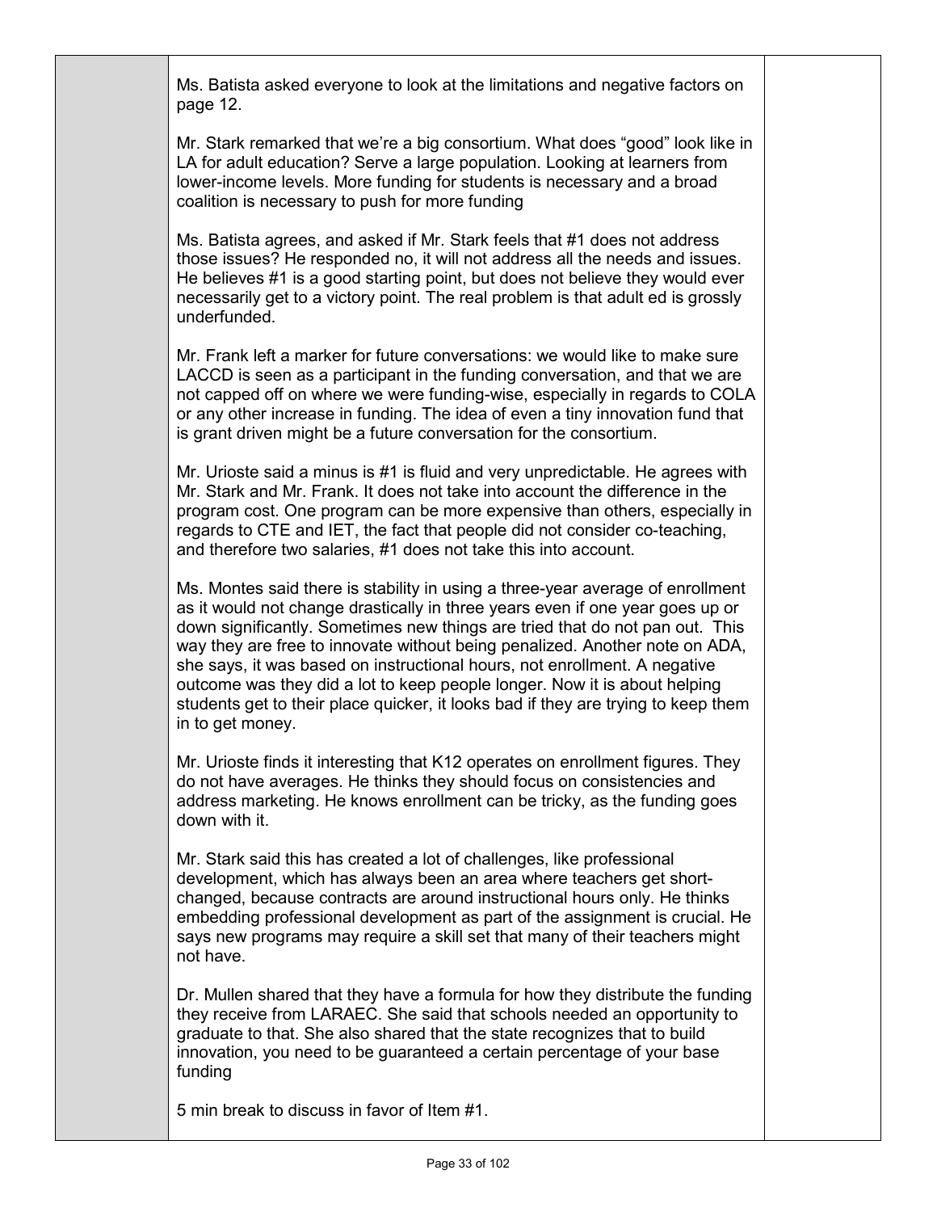Ms. Batista asked everyone to look at the limitations and negative factors on page 12.

Mr. Stark remarked that we're a big consortium. What does "good" look like in LA for adult education? Serve a large population. Looking at learners from lower-income levels. More funding for students is necessary and a broad coalition is necessary to push for more funding

Ms. Batista agrees, and asked if Mr. Stark feels that #1 does not address those issues? He responded no, it will not address all the needs and issues. He believes #1 is a good starting point, but does not believe they would ever necessarily get to a victory point. The real problem is that adult ed is grossly underfunded.

Mr. Frank left a marker for future conversations: we would like to make sure LACCD is seen as a participant in the funding conversation, and that we are not capped off on where we were funding-wise, especially in regards to COLA or any other increase in funding. The idea of even a tiny innovation fund that is grant driven might be a future conversation for the consortium.

Mr. Urioste said a minus is #1 is fluid and very unpredictable. He agrees with Mr. Stark and Mr. Frank. It does not take into account the difference in the program cost. One program can be more expensive than others, especially in regards to CTE and IET, the fact that people did not consider co-teaching, and therefore two salaries, #1 does not take this into account.

Ms. Montes said there is stability in using a three-year average of enrollment as it would not change drastically in three years even if one year goes up or down significantly. Sometimes new things are tried that do not pan out. This way they are free to innovate without being penalized. Another note on ADA, she says, it was based on instructional hours, not enrollment. A negative outcome was they did a lot to keep people longer. Now it is about helping students get to their place quicker, it looks bad if they are trying to keep them in to get money.

Mr. Urioste finds it interesting that K12 operates on enrollment figures. They do not have averages. He thinks they should focus on consistencies and address marketing. He knows enrollment can be tricky, as the funding goes down with it.

Mr. Stark said this has created a lot of challenges, like professional development, which has always been an area where teachers get short-changed, because contracts are around instructional hours only. He thinks embedding professional development as part of the assignment is crucial. He says new programs may require a skill set that many of their teachers might not have.

Dr. Mullen shared that they have a formula for how they distribute the funding they receive from LARAEC. She said that schools needed an opportunity to graduate to that. She also shared that the state recognizes that to build innovation, you need to be guaranteed a certain percentage of your base funding

5 min break to discuss in favor of Item #1.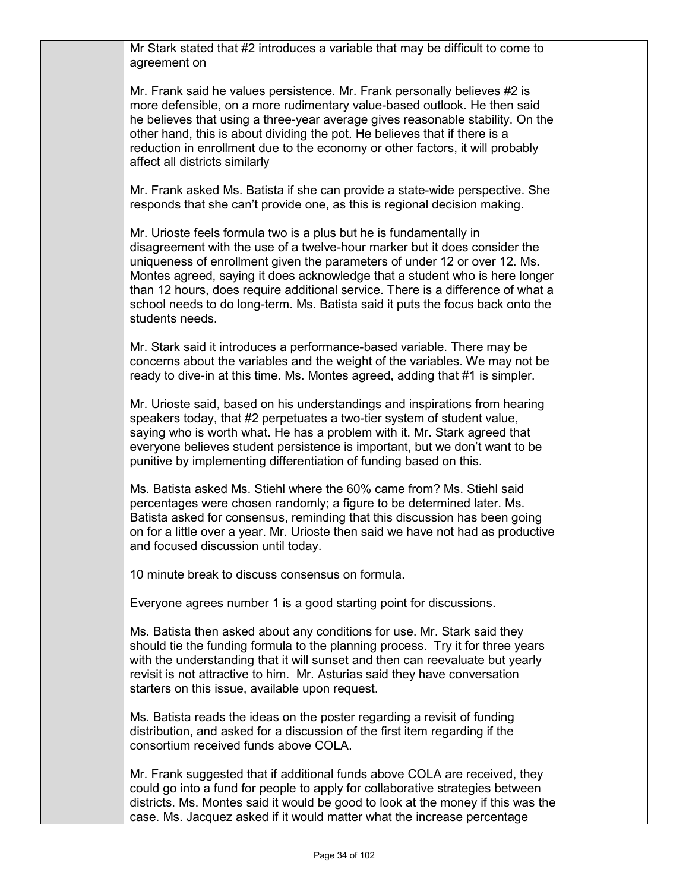Mr Stark stated that #2 introduces a variable that may be difficult to come to agreement on

Mr. Frank said he values persistence. Mr. Frank personally believes #2 is more defensible, on a more rudimentary value-based outlook. He then said he believes that using a three-year average gives reasonable stability. On the other hand, this is about dividing the pot. He believes that if there is a reduction in enrollment due to the economy or other factors, it will probably affect all districts similarly

Mr. Frank asked Ms. Batista if she can provide a state-wide perspective. She responds that she can't provide one, as this is regional decision making.

Mr. Urioste feels formula two is a plus but he is fundamentally in disagreement with the use of a twelve-hour marker but it does consider the uniqueness of enrollment given the parameters of under 12 or over 12. Ms. Montes agreed, saying it does acknowledge that a student who is here longer than 12 hours, does require additional service. There is a difference of what a school needs to do long-term. Ms. Batista said it puts the focus back onto the students needs.

Mr. Stark said it introduces a performance-based variable. There may be concerns about the variables and the weight of the variables. We may not be ready to dive-in at this time. Ms. Montes agreed, adding that #1 is simpler.

Mr. Urioste said, based on his understandings and inspirations from hearing speakers today, that #2 perpetuates a two-tier system of student value, saying who is worth what. He has a problem with it. Mr. Stark agreed that everyone believes student persistence is important, but we don't want to be punitive by implementing differentiation of funding based on this.

Ms. Batista asked Ms. Stiehl where the 60% came from? Ms. Stiehl said percentages were chosen randomly; a figure to be determined later. Ms. Batista asked for consensus, reminding that this discussion has been going on for a little over a year. Mr. Urioste then said we have not had as productive and focused discussion until today.

10 minute break to discuss consensus on formula.

Everyone agrees number 1 is a good starting point for discussions.

Ms. Batista then asked about any conditions for use. Mr. Stark said they should tie the funding formula to the planning process. Try it for three years with the understanding that it will sunset and then can reevaluate but yearly revisit is not attractive to him. Mr. Asturias said they have conversation starters on this issue, available upon request.

Ms. Batista reads the ideas on the poster regarding a revisit of funding distribution, and asked for a discussion of the first item regarding if the consortium received funds above COLA.

Mr. Frank suggested that if additional funds above COLA are received, they could go into a fund for people to apply for collaborative strategies between districts. Ms. Montes said it would be good to look at the money if this was the case. Ms. Jacquez asked if it would matter what the increase percentage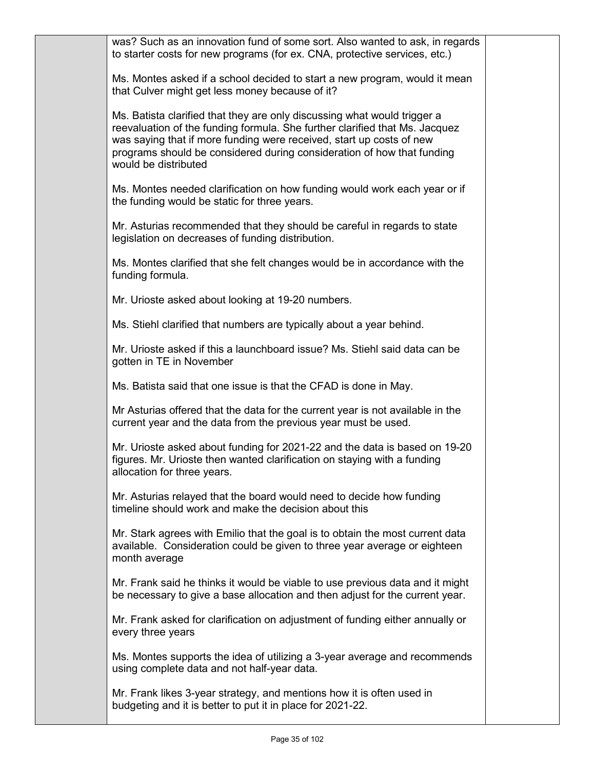| | | |
|---|---|---|
| | was? Such as an innovation fund of some sort. Also wanted to ask, in regards to starter costs for new programs (for ex. CNA, protective services, etc.)<br><br>Ms. Montes asked if a school decided to start a new program, would it mean that Culver might get less money because of it?<br><br>Ms. Batista clarified that they are only discussing what would trigger a reevaluation of the funding formula. She further clarified that Ms. Jacquez was saying that if more funding were received, start up costs of new programs should be considered during consideration of how that funding would be distributed<br><br>Ms. Montes needed clarification on how funding would work each year or if the funding would be static for three years.<br><br>Mr. Asturias recommended that they should be careful in regards to state legislation on decreases of funding distribution.<br><br>Ms. Montes clarified that she felt changes would be in accordance with the funding formula.<br><br>Mr. Urioste asked about looking at 19-20 numbers.<br><br>Ms. Stiehl clarified that numbers are typically about a year behind.<br><br>Mr. Urioste asked if this a launchboard issue? Ms. Stiehl said data can be gotten in TE in November<br><br>Ms. Batista said that one issue is that the CFAD is done in May.<br><br>Mr Asturias offered that the data for the current year is not available in the current year and the data from the previous year must be used.<br><br>Mr. Urioste asked about funding for 2021-22 and the data is based on 19-20 figures. Mr. Urioste then wanted clarification on staying with a funding allocation for three years.<br><br>Mr. Asturias relayed that the board would need to decide how funding timeline should work and make the decision about this<br><br>Mr. Stark agrees with Emilio that the goal is to obtain the most current data available. Consideration could be given to three year average or eighteen month average<br><br>Mr. Frank said he thinks it would be viable to use previous data and it might be necessary to give a base allocation and then adjust for the current year.<br><br>Mr. Frank asked for clarification on adjustment of funding either annually or every three years<br><br>Ms. Montes supports the idea of utilizing a 3-year average and recommends using complete data and not half-year data.<br><br>Mr. Frank likes 3-year strategy, and mentions how it is often used in budgeting and it is better to put it in place for 2021-22. | |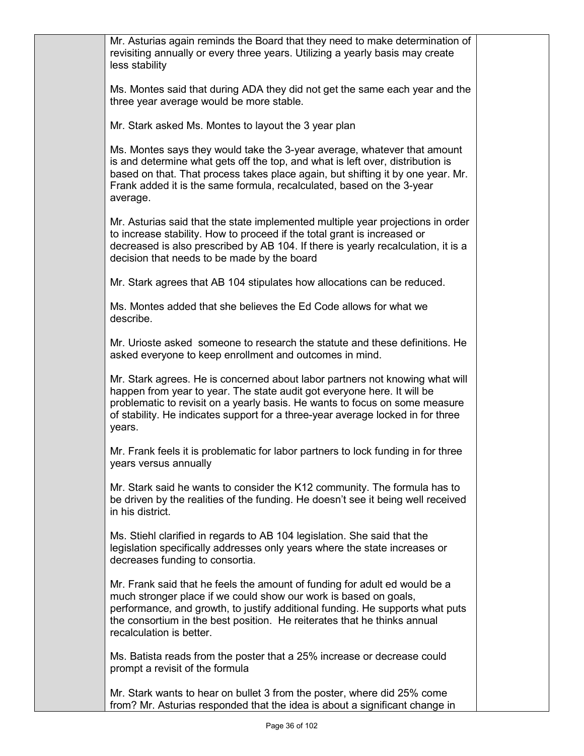Mr. Asturias again reminds the Board that they need to make determination of revisiting annually or every three years. Utilizing a yearly basis may create less stability

Ms. Montes said that during ADA they did not get the same each year and the three year average would be more stable.

Mr. Stark asked Ms. Montes to layout the 3 year plan

Ms. Montes says they would take the 3-year average, whatever that amount is and determine what gets off the top, and what is left over, distribution is based on that. That process takes place again, but shifting it by one year. Mr. Frank added it is the same formula, recalculated, based on the 3-year average.

Mr. Asturias said that the state implemented multiple year projections in order to increase stability. How to proceed if the total grant is increased or decreased is also prescribed by AB 104. If there is yearly recalculation, it is a decision that needs to be made by the board

Mr. Stark agrees that AB 104 stipulates how allocations can be reduced.

Ms. Montes added that she believes the Ed Code allows for what we describe.

Mr. Urioste asked someone to research the statute and these definitions. He asked everyone to keep enrollment and outcomes in mind.

Mr. Stark agrees. He is concerned about labor partners not knowing what will happen from year to year. The state audit got everyone here. It will be problematic to revisit on a yearly basis. He wants to focus on some measure of stability. He indicates support for a three-year average locked in for three years.

Mr. Frank feels it is problematic for labor partners to lock funding in for three years versus annually

Mr. Stark said he wants to consider the K12 community. The formula has to be driven by the realities of the funding. He doesn't see it being well received in his district.

Ms. Stiehl clarified in regards to AB 104 legislation. She said that the legislation specifically addresses only years where the state increases or decreases funding to consortia.

Mr. Frank said that he feels the amount of funding for adult ed would be a much stronger place if we could show our work is based on goals, performance, and growth, to justify additional funding. He supports what puts the consortium in the best position. He reiterates that he thinks annual recalculation is better.

Ms. Batista reads from the poster that a 25% increase or decrease could prompt a revisit of the formula

Mr. Stark wants to hear on bullet 3 from the poster, where did 25% come from? Mr. Asturias responded that the idea is about a significant change in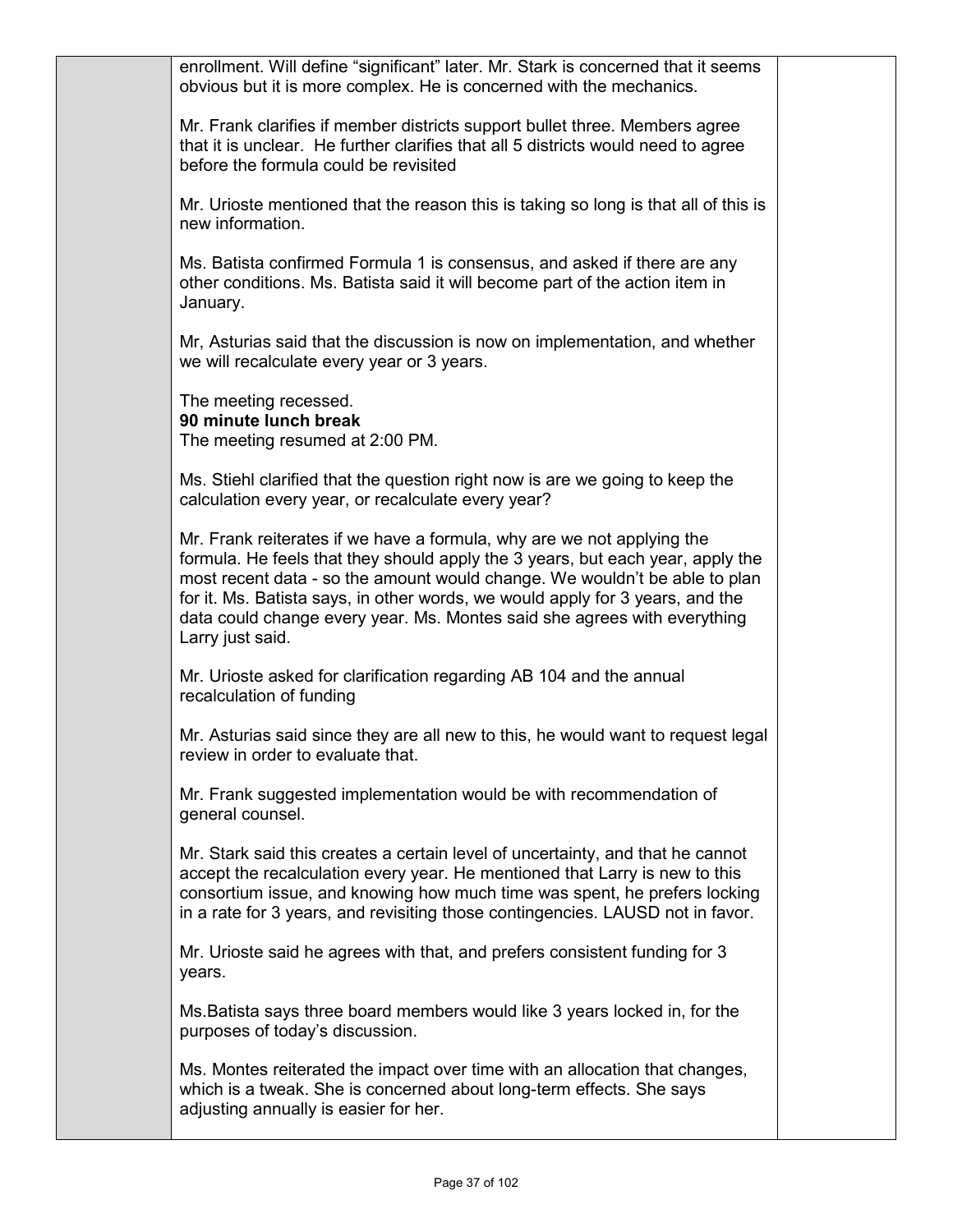enrollment. Will define "significant" later. Mr. Stark is concerned that it seems obvious but it is more complex. He is concerned with the mechanics.

Mr. Frank clarifies if member districts support bullet three. Members agree that it is unclear. He further clarifies that all 5 districts would need to agree before the formula could be revisited

Mr. Urioste mentioned that the reason this is taking so long is that all of this is new information.

Ms. Batista confirmed Formula 1 is consensus, and asked if there are any other conditions. Ms. Batista said it will become part of the action item in January.

Mr, Asturias said that the discussion is now on implementation, and whether we will recalculate every year or 3 years.

The meeting recessed.
**90 minute lunch break**
The meeting resumed at 2:00 PM.

Ms. Stiehl clarified that the question right now is are we going to keep the calculation every year, or recalculate every year?

Mr. Frank reiterates if we have a formula, why are we not applying the formula. He feels that they should apply the 3 years, but each year, apply the most recent data - so the amount would change. We wouldn't be able to plan for it. Ms. Batista says, in other words, we would apply for 3 years, and the data could change every year. Ms. Montes said she agrees with everything Larry just said.

Mr. Urioste asked for clarification regarding AB 104 and the annual recalculation of funding

Mr. Asturias said since they are all new to this, he would want to request legal review in order to evaluate that.

Mr. Frank suggested implementation would be with recommendation of general counsel.

Mr. Stark said this creates a certain level of uncertainty, and that he cannot accept the recalculation every year. He mentioned that Larry is new to this consortium issue, and knowing how much time was spent, he prefers locking in a rate for 3 years, and revisiting those contingencies. LAUSD not in favor.

Mr. Urioste said he agrees with that, and prefers consistent funding for 3 years.

Ms.Batista says three board members would like 3 years locked in, for the purposes of today's discussion.

Ms. Montes reiterated the impact over time with an allocation that changes, which is a tweak. She is concerned about long-term effects. She says adjusting annually is easier for her.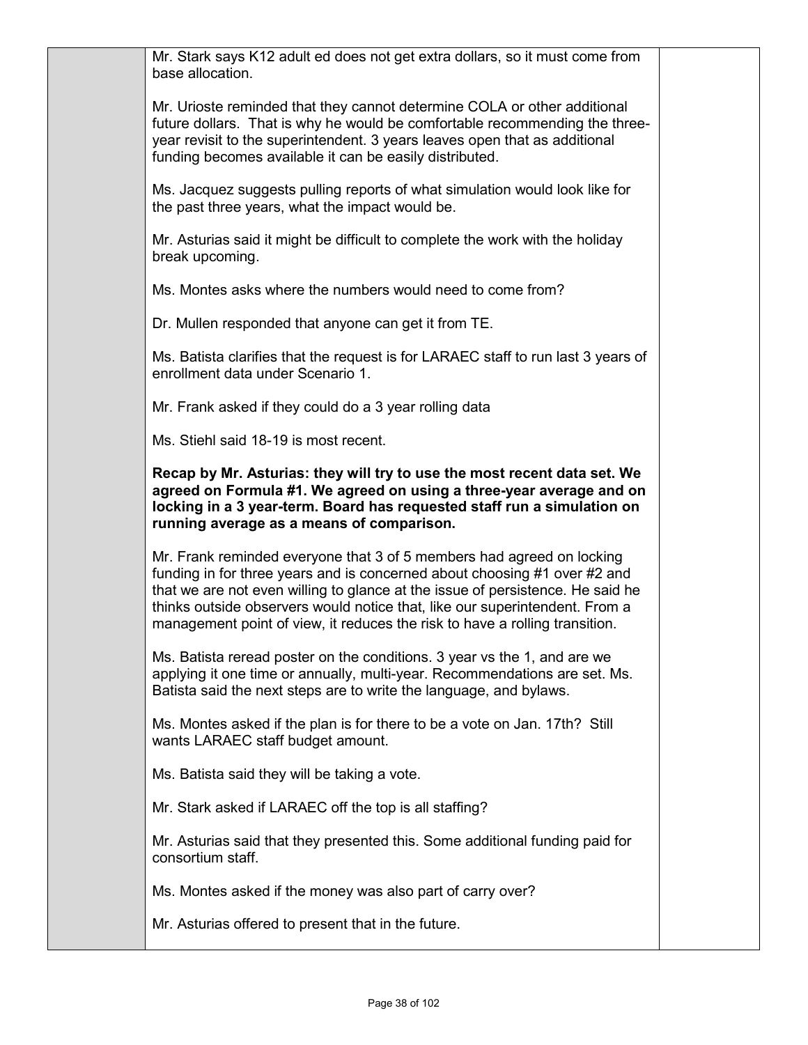Mr. Stark says K12 adult ed does not get extra dollars, so it must come from base allocation.

Mr. Urioste reminded that they cannot determine COLA or other additional future dollars. That is why he would be comfortable recommending the three-year revisit to the superintendent. 3 years leaves open that as additional funding becomes available it can be easily distributed.

Ms. Jacquez suggests pulling reports of what simulation would look like for the past three years, what the impact would be.

Mr. Asturias said it might be difficult to complete the work with the holiday break upcoming.

Ms. Montes asks where the numbers would need to come from?

Dr. Mullen responded that anyone can get it from TE.

Ms. Batista clarifies that the request is for LARAEC staff to run last 3 years of enrollment data under Scenario 1.

Mr. Frank asked if they could do a 3 year rolling data

Ms. Stiehl said 18-19 is most recent.

**Recap by Mr. Asturias: they will try to use the most recent data set. We agreed on Formula #1. We agreed on using a three-year average and on locking in a 3 year-term. Board has requested staff run a simulation on running average as a means of comparison.**

Mr. Frank reminded everyone that 3 of 5 members had agreed on locking funding in for three years and is concerned about choosing #1 over #2 and that we are not even willing to glance at the issue of persistence. He said he thinks outside observers would notice that, like our superintendent. From a management point of view, it reduces the risk to have a rolling transition.

Ms. Batista reread poster on the conditions. 3 year vs the 1, and are we applying it one time or annually, multi-year. Recommendations are set. Ms. Batista said the next steps are to write the language, and bylaws.

Ms. Montes asked if the plan is for there to be a vote on Jan. 17th? Still wants LARAEC staff budget amount.

Ms. Batista said they will be taking a vote.

Mr. Stark asked if LARAEC off the top is all staffing?

Mr. Asturias said that they presented this. Some additional funding paid for consortium staff.

Ms. Montes asked if the money was also part of carry over?

Mr. Asturias offered to present that in the future.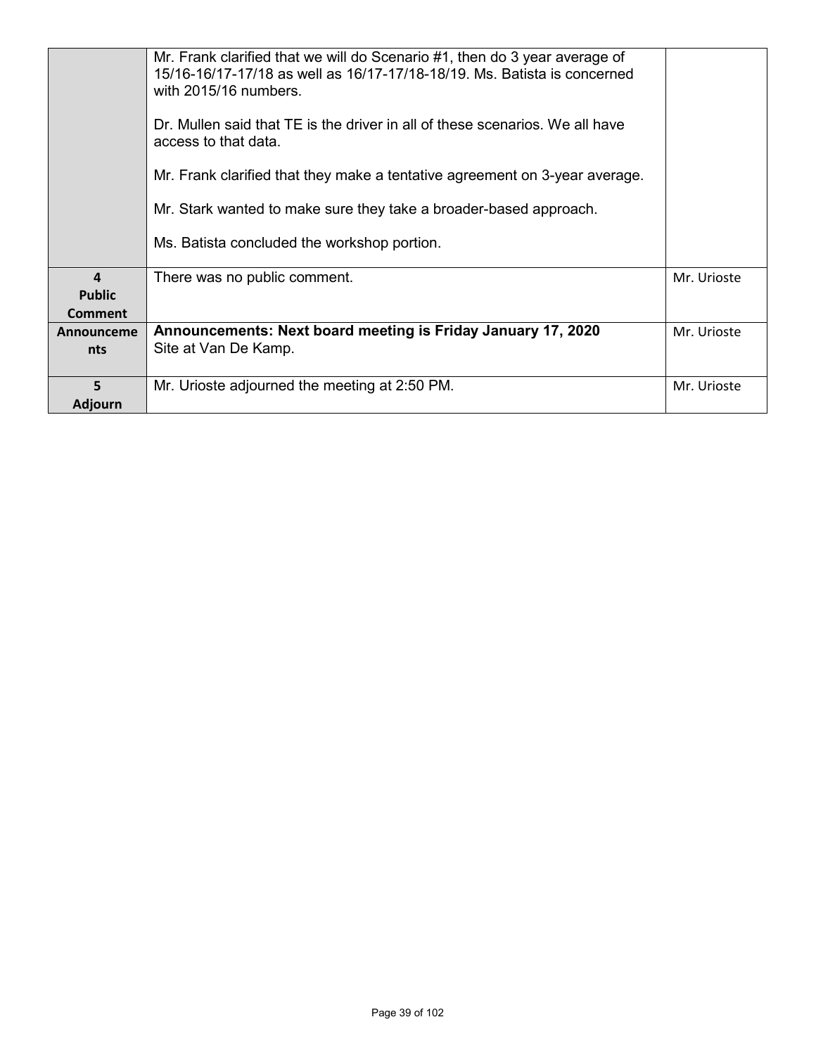| | | |
|---|---|---|
| | Mr. Frank clarified that we will do Scenario #1, then do 3 year average of 15/16-16/17-17/18 as well as 16/17-17/18-18/19. Ms. Batista is concerned with 2015/16 numbers.<br><br>Dr. Mullen said that TE is the driver in all of these scenarios. We all have access to that data.<br><br>Mr. Frank clarified that they make a tentative agreement on 3-year average.<br><br>Mr. Stark wanted to make sure they take a broader-based approach.<br><br>Ms. Batista concluded the workshop portion. | |
| **4 Public Comment** | There was no public comment. | Mr. Urioste |
| **Announcements** | **Announcements: Next board meeting is Friday January 17, 2020**<br>Site at Van De Kamp. | Mr. Urioste |
| **5 Adjourn** | Mr. Urioste adjourned the meeting at 2:50 PM. | Mr. Urioste |